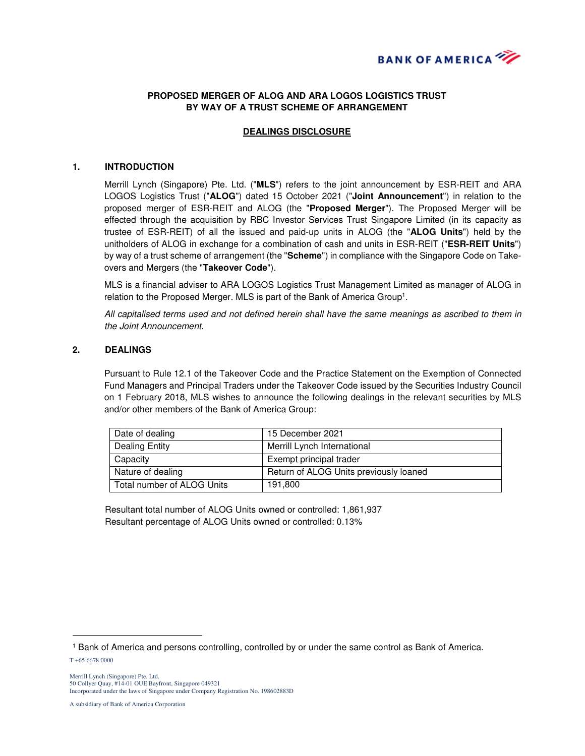**PROPOSED MERGER OF ALOG AND ARA LOGOS LOGISTICS TRUST BY WAY OF A TRUST SCHEME OF ARRANGEMENT**

**DEALINGS DISCLOSURE**

## 1. INTRODUCTION

Merrill Lynch (Singapore) Pte. Ltd. ("**MLS**") refers to the joint announcement by ESR-REIT and ARA LOGOS Logistics Trust ("**ALOG**") dated 15 October 2021 ("**Joint Announcement**") in relation to the proposed merger of ESR-REIT and ALOG (the "**Proposed Merger**"). The Proposed Merger will be effected through the acquisition by RBC Investor Services Trust Singapore Limited (in its capacity as trustee of ESR-REIT) of all the issued and paid-up units in ALOG (the "**ALOG Units**") held by the unitholders of ALOG in exchange for a combination of cash and units in ESR-REIT ("**ESR-REIT Units**") by way of a trust scheme of arrangement (the "**Scheme**") in compliance with the Singapore Code on Take-overs and Mergers (the "**Takeover Code**").

MLS is a financial adviser to ARA LOGOS Logistics Trust Management Limited as manager of ALOG in relation to the Proposed Merger. MLS is part of the Bank of America Group[1].

*All capitalised terms used and not defined herein shall have the same meanings as ascribed to them in the Joint Announcement.*

## 2. DEALINGS

Pursuant to Rule 12.1 of the Takeover Code and the Practice Statement on the Exemption of Connected Fund Managers and Principal Traders under the Takeover Code issued by the Securities Industry Council on 1 February 2018, MLS wishes to announce the following dealings in the relevant securities by MLS and/or other members of the Bank of America Group:

| Date of dealing | 15 December 2021 |
|---|---|
| Dealing Entity | Merrill Lynch International |
| Capacity | Exempt principal trader |
| Nature of dealing | Return of ALOG Units previously loaned |
| Total number of ALOG Units | 191,800 |

Resultant total number of ALOG Units owned or controlled: 1,861,937
Resultant percentage of ALOG Units owned or controlled: 0.13%

---

[1] Bank of America and persons controlling, controlled by or under the same control as Bank of America.

T +65 6678 0000

Merrill Lynch (Singapore) Pte. Ltd.
50 Collyer Quay, #14-01 OUE Bayfront, Singapore 049321
Incorporated under the laws of Singapore under Company Registration No. 198602883D

A subsidiary of Bank of America Corporation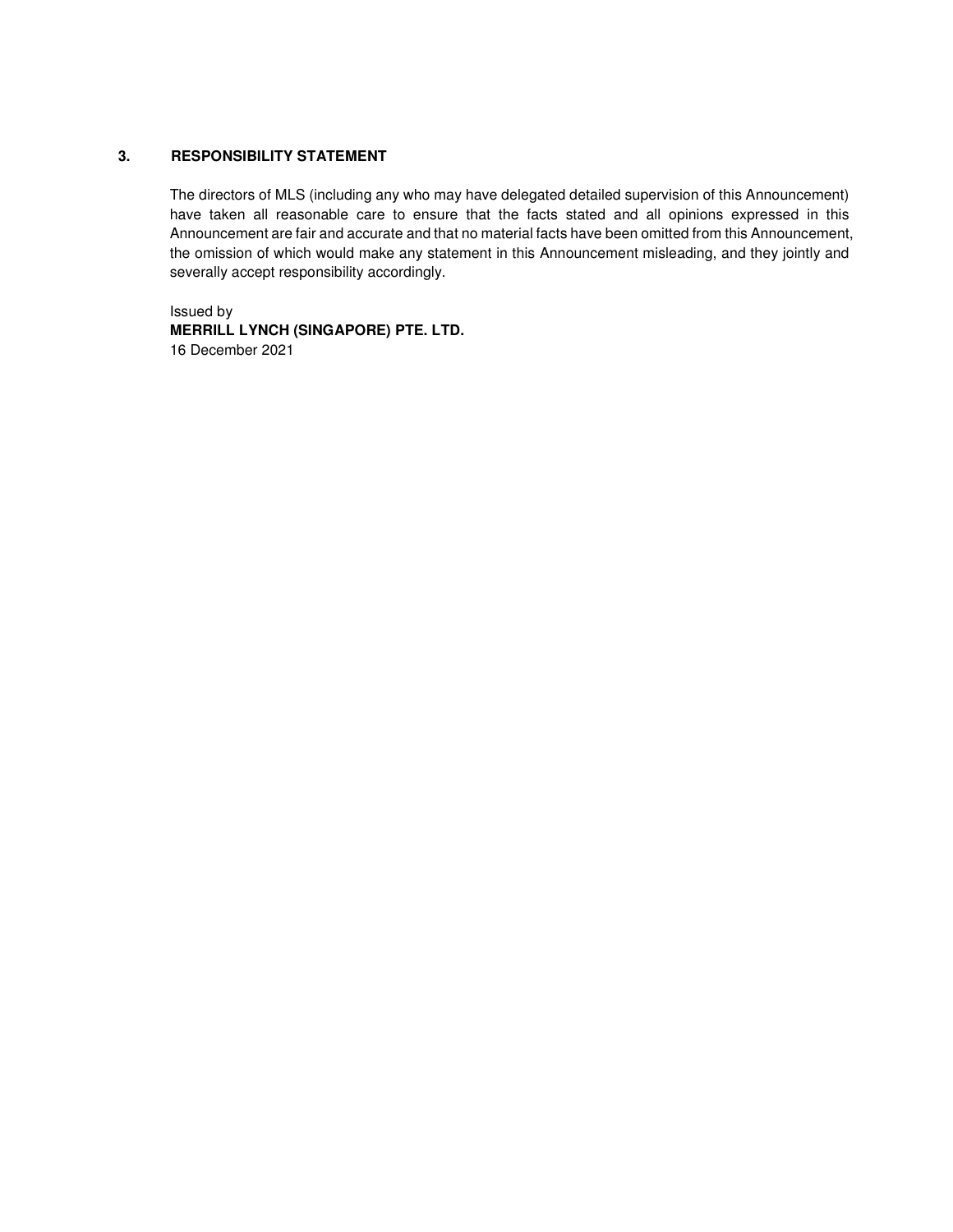## 3. RESPONSIBILITY STATEMENT

The directors of MLS (including any who may have delegated detailed supervision of this Announcement) have taken all reasonable care to ensure that the facts stated and all opinions expressed in this Announcement are fair and accurate and that no material facts have been omitted from this Announcement, the omission of which would make any statement in this Announcement misleading, and they jointly and severally accept responsibility accordingly.

Issued by
**MERRILL LYNCH (SINGAPORE) PTE. LTD.**
16 December 2021